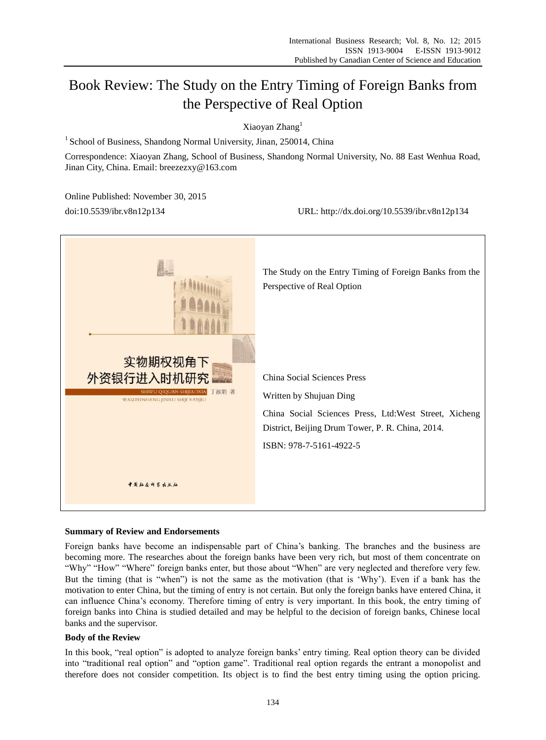# Book Review: The Study on the Entry Timing of Foreign Banks from the Perspective of Real Option

Xiaoyan Zhang[1]

[1] School of Business, Shandong Normal University, Jinan, 250014, China

Correspondence: Xiaoyan Zhang, School of Business, Shandong Normal University, No. 88 East Wenhua Road, Jinan City, China. Email: breezezxy@163.com

Online Published: November 30, 2015

doi:10.5539/ibr.v8n12p134 URL: http://dx.doi.org/10.5539/ibr.v8n12p134

实物期权视角下外资银行进入时机研究

SHIWU QIQUAN SHIJIAOXIA WAIZIYINHANG JINRU SHIJI YANJIU

丁淑娟 著

中国社会科学出版社

The Study on the Entry Timing of Foreign Banks from the Perspective of Real Option

China Social Sciences Press

Written by Shujuan Ding

China Social Sciences Press, Ltd:West Street, Xicheng District, Beijing Drum Tower, P. R. China, 2014.

ISBN: 978-7-5161-4922-5

**Summary of Review and Endorsements**

Foreign banks have become an indispensable part of China's banking. The branches and the business are becoming more. The researches about the foreign banks have been very rich, but most of them concentrate on "Why" "How" "Where" foreign banks enter, but those about "When" are very neglected and therefore very few. But the timing (that is "when") is not the same as the motivation (that is 'Why'). Even if a bank has the motivation to enter China, but the timing of entry is not certain. But only the foreign banks have entered China, it can influence China's economy. Therefore timing of entry is very important. In this book, the entry timing of foreign banks into China is studied detailed and may be helpful to the decision of foreign banks, Chinese local banks and the supervisor.

**Body of the Review**

In this book, "real option" is adopted to analyze foreign banks' entry timing. Real option theory can be divided into "traditional real option" and "option game". Traditional real option regards the entrant a monopolist and therefore does not consider competition. Its object is to find the best entry timing using the option pricing.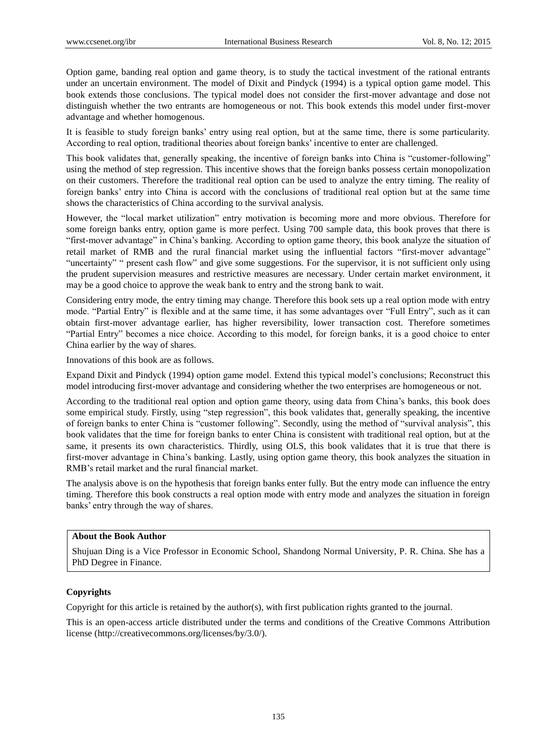Option game, banding real option and game theory, is to study the tactical investment of the rational entrants under an uncertain environment. The model of Dixit and Pindyck (1994) is a typical option game model. This book extends those conclusions. The typical model does not consider the first-mover advantage and dose not distinguish whether the two entrants are homogeneous or not. This book extends this model under first-mover advantage and whether homogenous.

It is feasible to study foreign banks' entry using real option, but at the same time, there is some particularity. According to real option, traditional theories about foreign banks' incentive to enter are challenged.

This book validates that, generally speaking, the incentive of foreign banks into China is "customer-following" using the method of step regression. This incentive shows that the foreign banks possess certain monopolization on their customers. Therefore the traditional real option can be used to analyze the entry timing. The reality of foreign banks' entry into China is accord with the conclusions of traditional real option but at the same time shows the characteristics of China according to the survival analysis.

However, the "local market utilization" entry motivation is becoming more and more obvious. Therefore for some foreign banks entry, option game is more perfect. Using 700 sample data, this book proves that there is "first-mover advantage" in China's banking. According to option game theory, this book analyze the situation of retail market of RMB and the rural financial market using the influential factors "first-mover advantage" "uncertainty" " present cash flow" and give some suggestions. For the supervisor, it is not sufficient only using the prudent supervision measures and restrictive measures are necessary. Under certain market environment, it may be a good choice to approve the weak bank to entry and the strong bank to wait.

Considering entry mode, the entry timing may change. Therefore this book sets up a real option mode with entry mode. "Partial Entry" is flexible and at the same time, it has some advantages over "Full Entry", such as it can obtain first-mover advantage earlier, has higher reversibility, lower transaction cost. Therefore sometimes "Partial Entry" becomes a nice choice. According to this model, for foreign banks, it is a good choice to enter China earlier by the way of shares.

Innovations of this book are as follows.

Expand Dixit and Pindyck (1994) option game model. Extend this typical model's conclusions; Reconstruct this model introducing first-mover advantage and considering whether the two enterprises are homogeneous or not.

According to the traditional real option and option game theory, using data from China's banks, this book does some empirical study. Firstly, using "step regression", this book validates that, generally speaking, the incentive of foreign banks to enter China is "customer following". Secondly, using the method of "survival analysis", this book validates that the time for foreign banks to enter China is consistent with traditional real option, but at the same, it presents its own characteristics. Thirdly, using OLS, this book validates that it is true that there is first-mover advantage in China's banking. Lastly, using option game theory, this book analyzes the situation in RMB's retail market and the rural financial market.

The analysis above is on the hypothesis that foreign banks enter fully. But the entry mode can influence the entry timing. Therefore this book constructs a real option mode with entry mode and analyzes the situation in foreign banks' entry through the way of shares.

**About the Book Author**

Shujuan Ding is a Vice Professor in Economic School, Shandong Normal University, P. R. China. She has a PhD Degree in Finance.

**Copyrights**

Copyright for this article is retained by the author(s), with first publication rights granted to the journal.

This is an open-access article distributed under the terms and conditions of the Creative Commons Attribution license (http://creativecommons.org/licenses/by/3.0/).